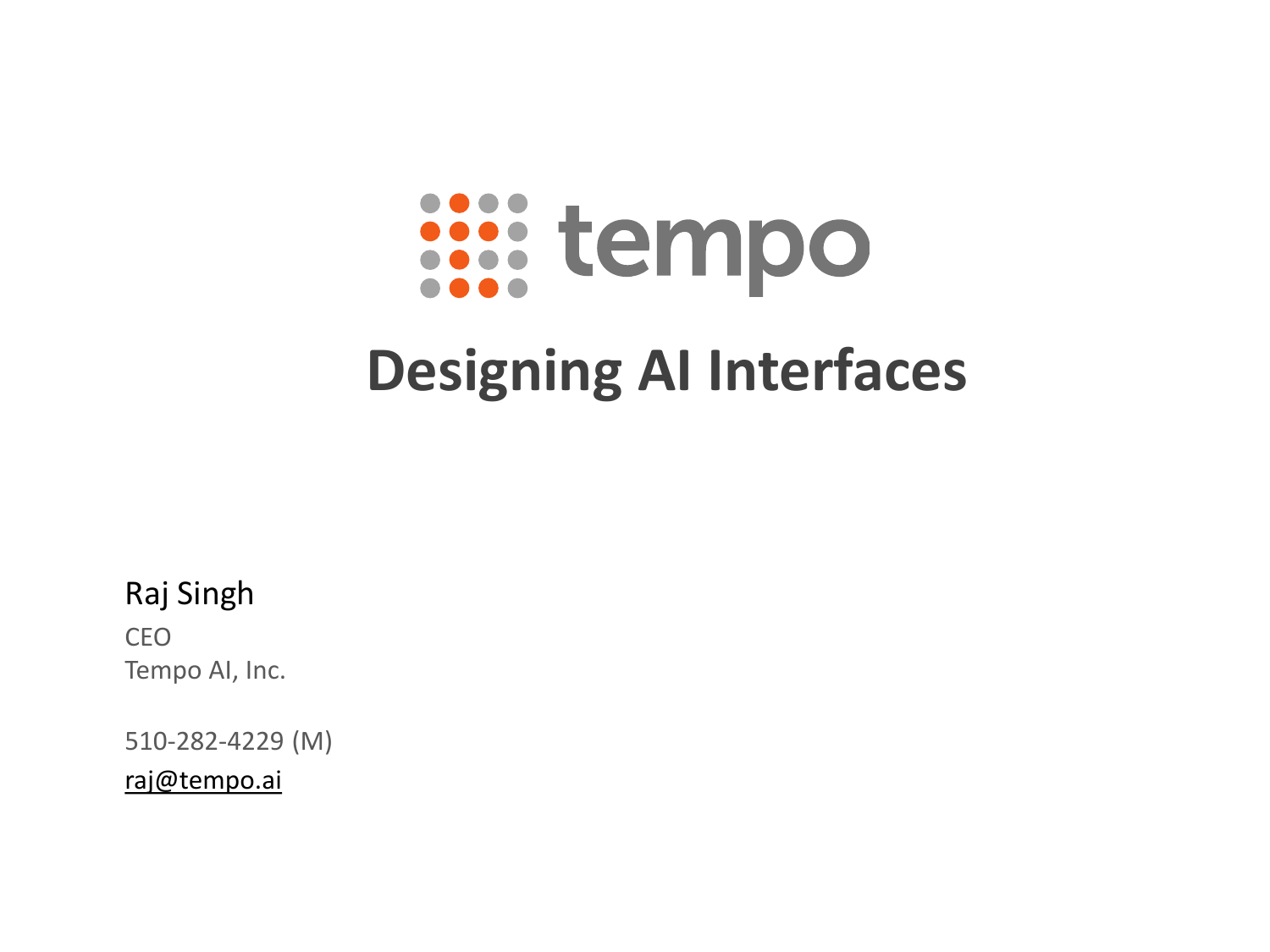tempo

# Designing AI Interfaces

Raj Singh

CEO
Tempo AI, Inc.

510-282-4229 (M)

raj@tempo.ai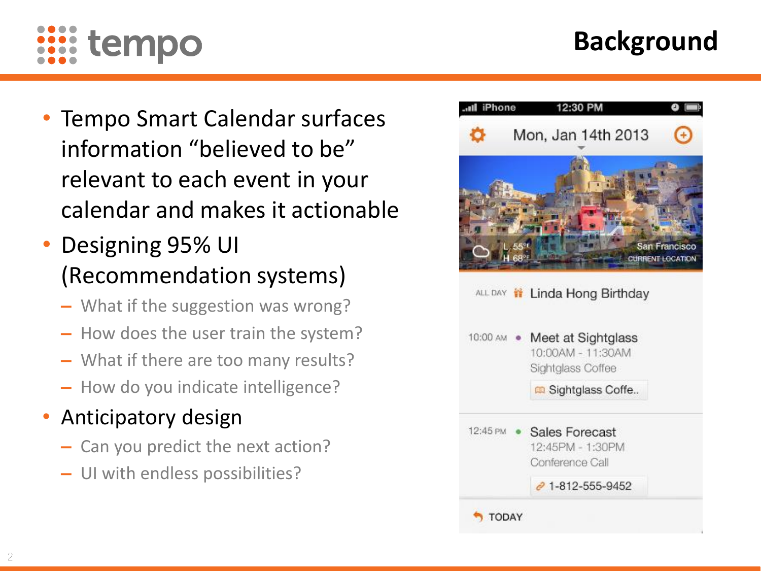# Background

- Tempo Smart Calendar surfaces information "believed to be" relevant to each event in your calendar and makes it actionable
- Designing 95% UI (Recommendation systems)
  - What if the suggestion was wrong?
  - How does the user train the system?
  - What if there are too many results?
  - How do you indicate intelligence?
- Anticipatory design
  - Can you predict the next action?
  - UI with endless possibilities?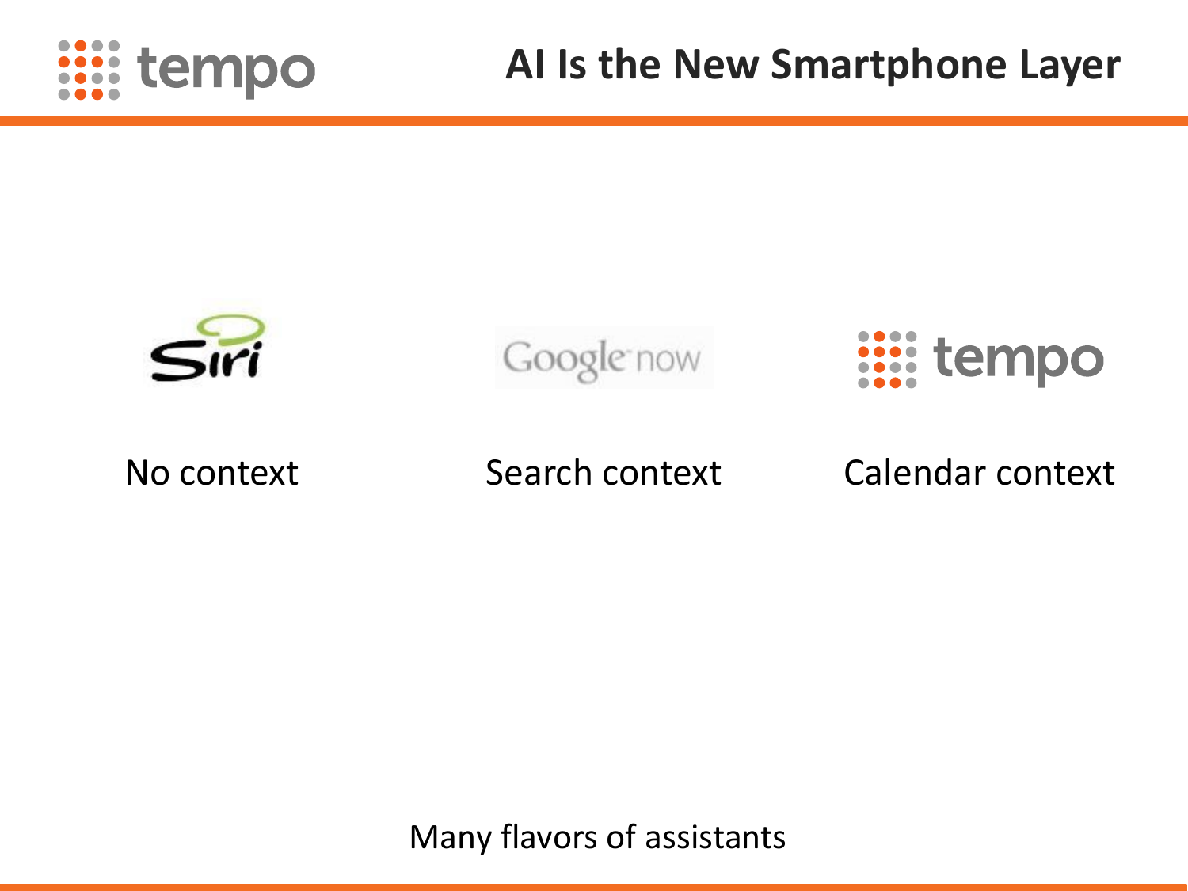# AI Is the New Smartphone Layer

| Siri | Google now | tempo |
| --- | --- | --- |
| No context | Search context | Calendar context |

Many flavors of assistants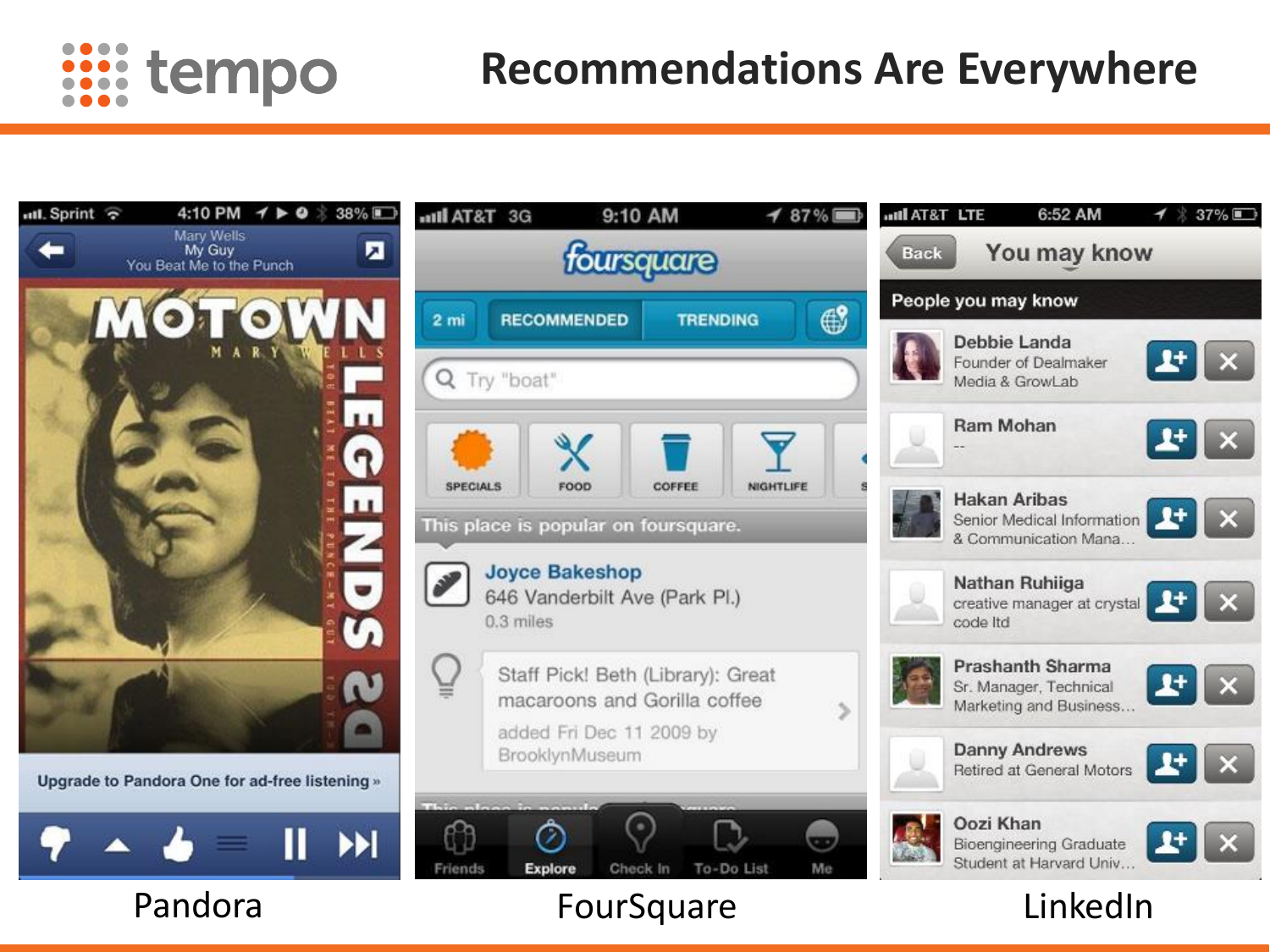# Recommendations Are Everywhere

Pandora

FourSquare

LinkedIn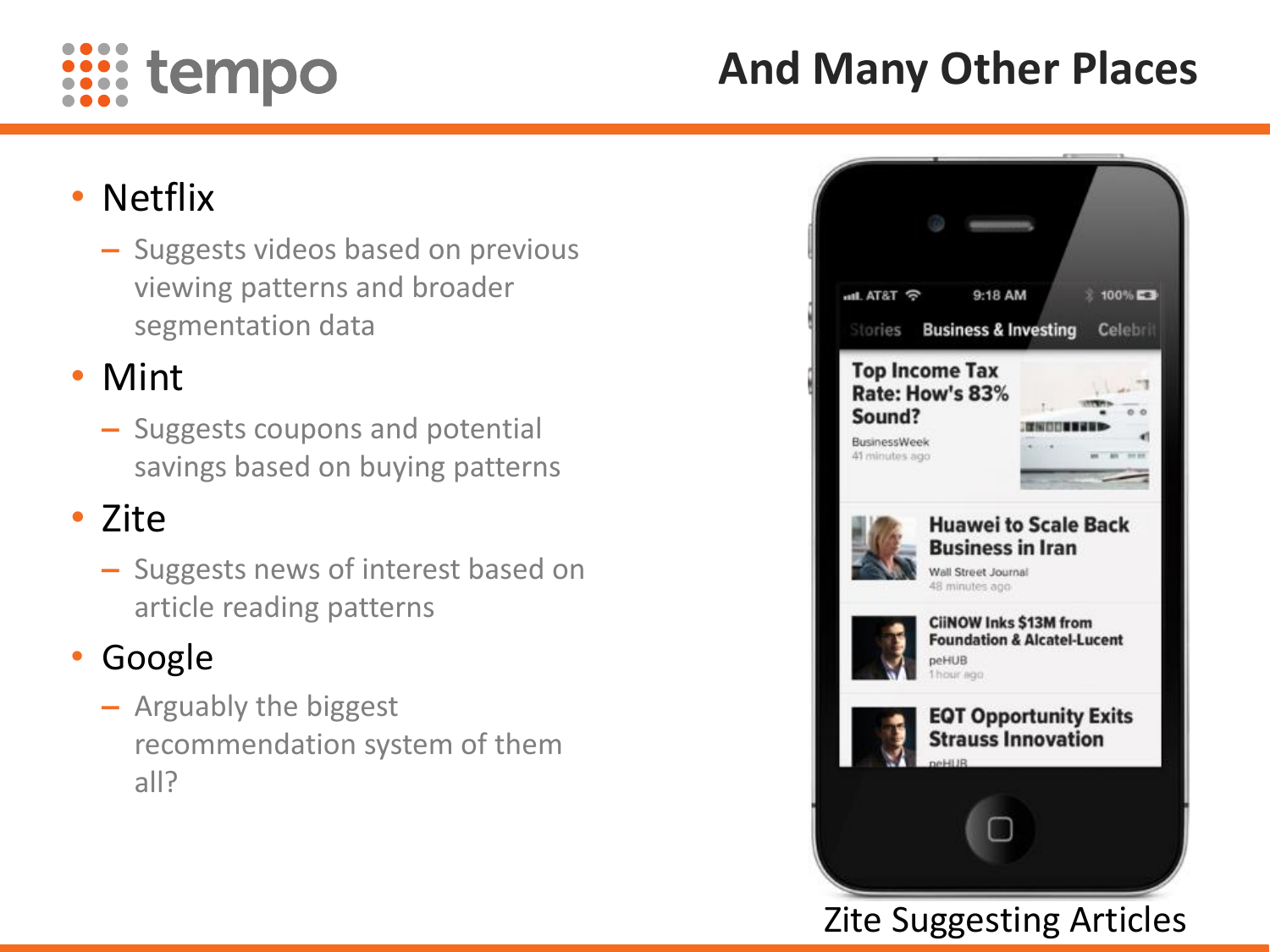# And Many Other Places

- Netflix
  - Suggests videos based on previous viewing patterns and broader segmentation data
- Mint
  - Suggests coupons and potential savings based on buying patterns
- Zite
  - Suggests news of interest based on article reading patterns
- Google
  - Arguably the biggest recommendation system of them all?

Zite Suggesting Articles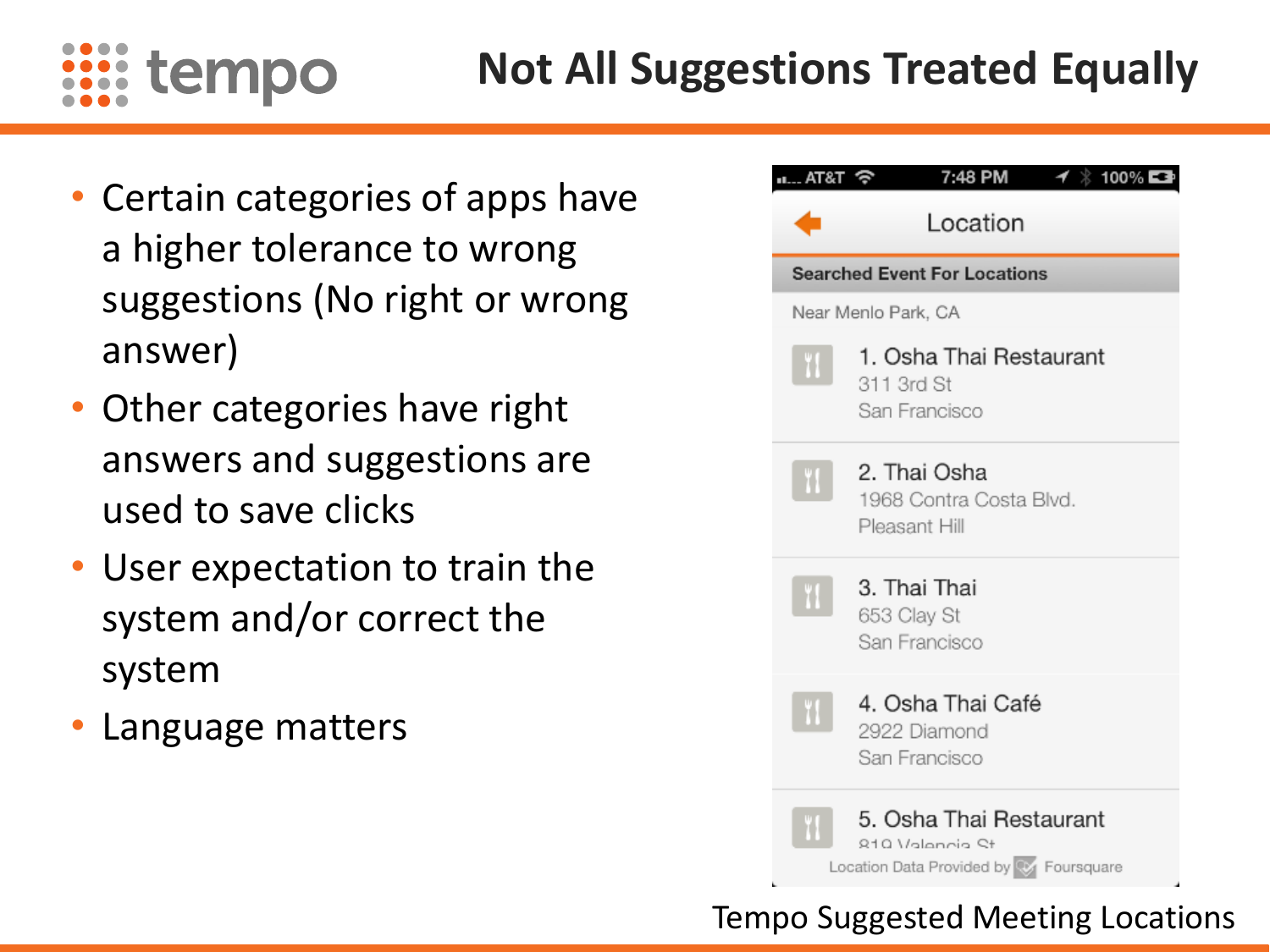# Not All Suggestions Treated Equally

- Certain categories of apps have a higher tolerance to wrong suggestions (No right or wrong answer)
- Other categories have right answers and suggestions are used to save clicks
- User expectation to train the system and/or correct the system
- Language matters

Tempo Suggested Meeting Locations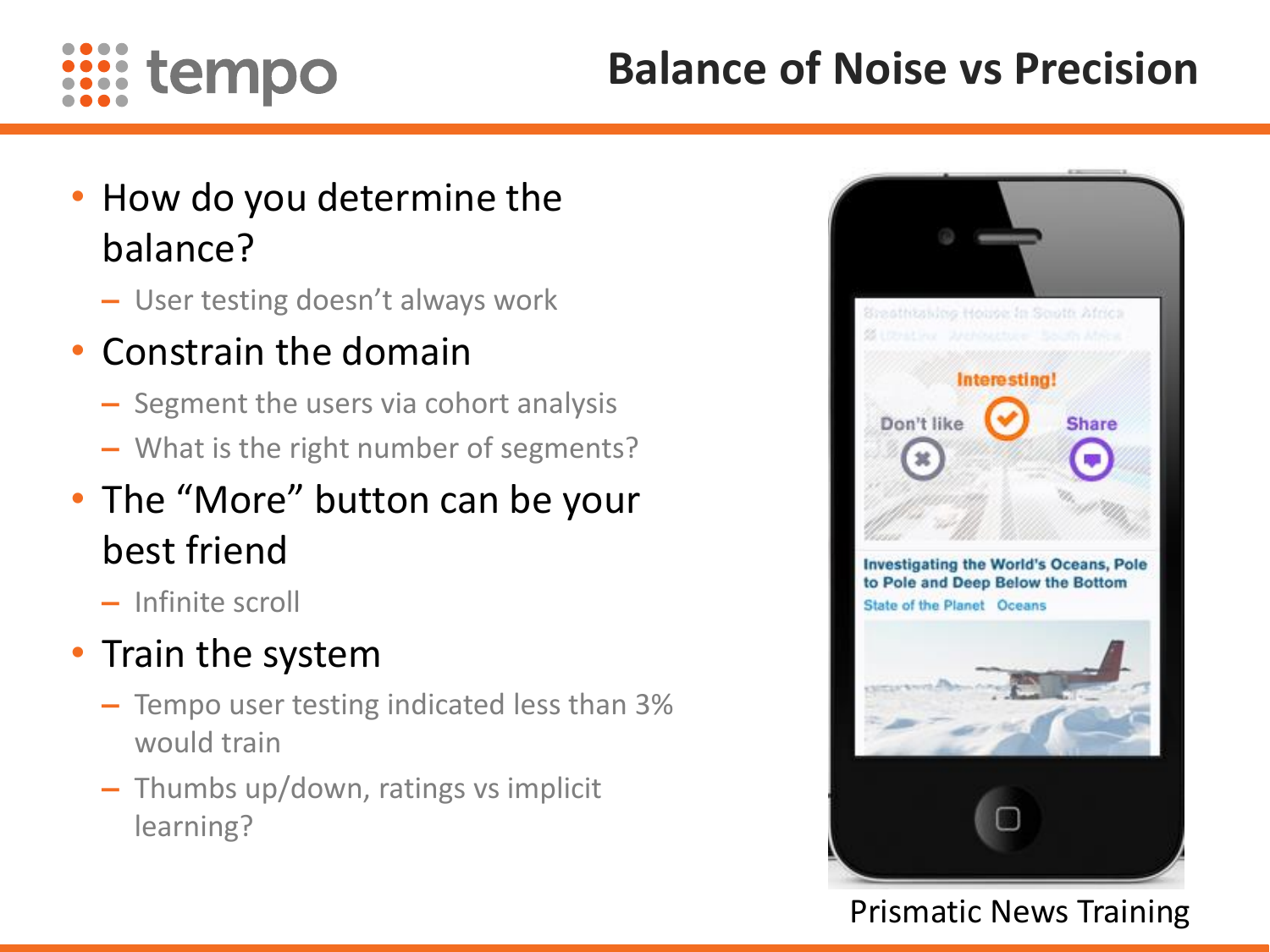# Balance of Noise vs Precision

- How do you determine the balance?
  - User testing doesn't always work
- Constrain the domain
  - Segment the users via cohort analysis
  - What is the right number of segments?
- The "More" button can be your best friend
  - Infinite scroll
- Train the system
  - Tempo user testing indicated less than 3% would train
  - Thumbs up/down, ratings vs implicit learning?

Prismatic News Training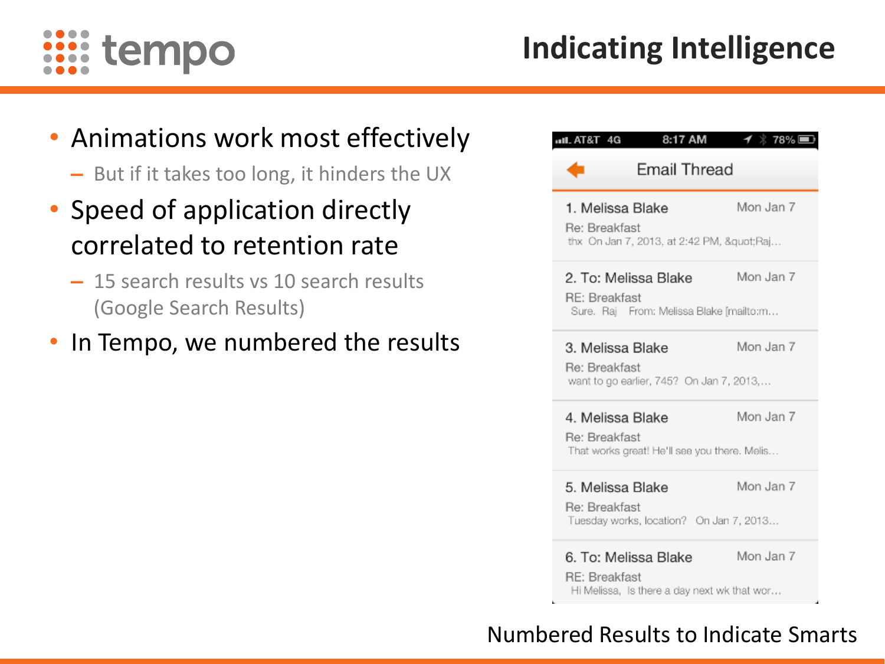# Indicating Intelligence

- Animations work most effectively
  - But if it takes too long, it hinders the UX
- Speed of application directly correlated to retention rate
  - 15 search results vs 10 search results (Google Search Results)
- In Tempo, we numbered the results

Email Thread

1. Melissa Blake — Mon Jan 7
   Re: Breakfast
   thx On Jan 7, 2013, at 2:42 PM, &quot;Raj…
2. To: Melissa Blake — Mon Jan 7
   RE: Breakfast
   Sure. Raj From: Melissa Blake [mailto:m…
3. Melissa Blake — Mon Jan 7
   Re: Breakfast
   want to go earlier, 745? On Jan 7, 2013,…
4. Melissa Blake — Mon Jan 7
   Re: Breakfast
   That works great! He'll see you there. Melis…
5. Melissa Blake — Mon Jan 7
   Re: Breakfast
   Tuesday works, location? On Jan 7, 2013…
6. To: Melissa Blake — Mon Jan 7
   RE: Breakfast
   Hi Melissa, Is there a day next wk that wor…

Numbered Results to Indicate Smarts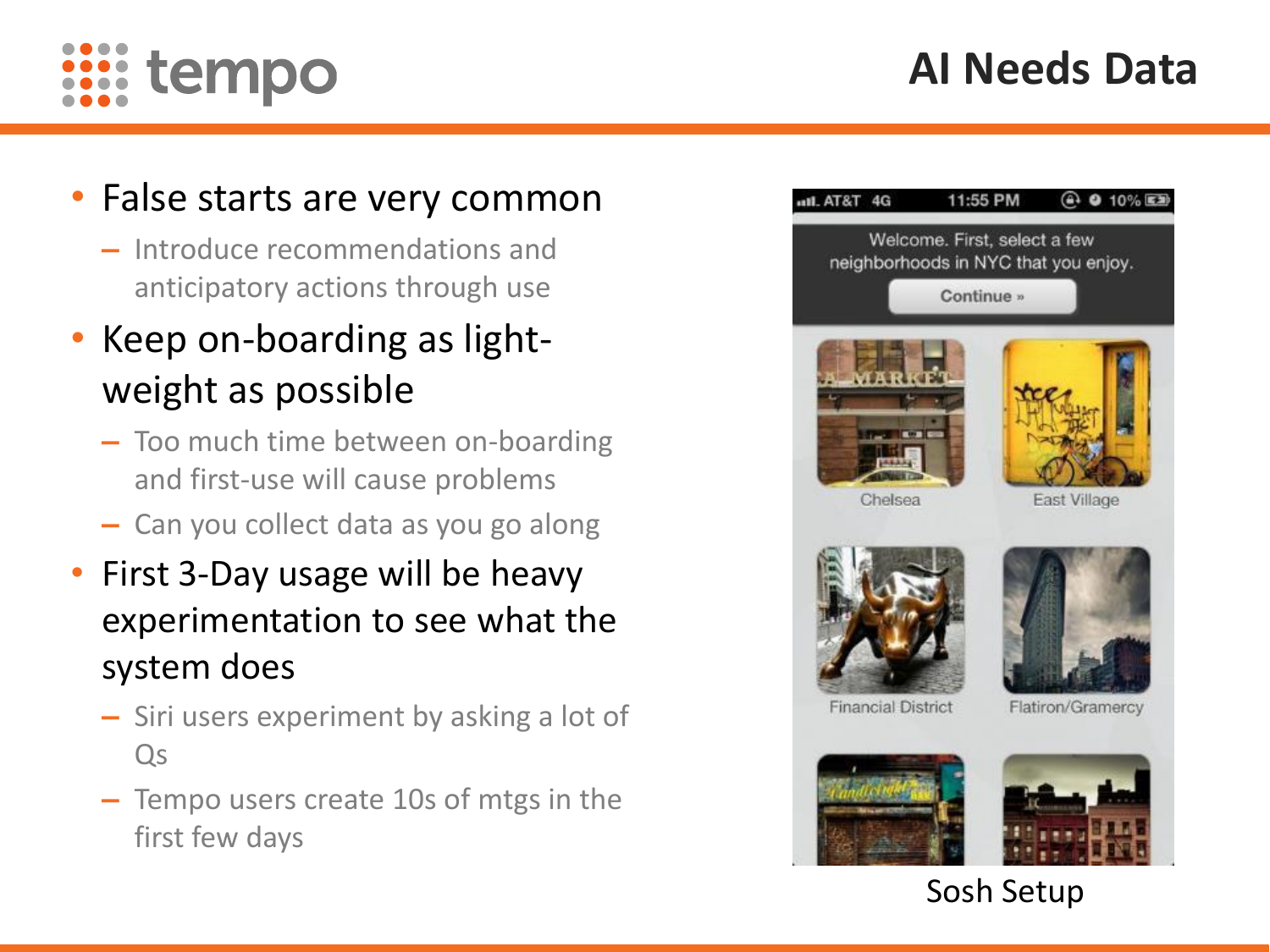# AI Needs Data

- False starts are very common
  - Introduce recommendations and anticipatory actions through use
- Keep on-boarding as light-weight as possible
  - Too much time between on-boarding and first-use will cause problems
  - Can you collect data as you go along
- First 3-Day usage will be heavy experimentation to see what the system does
  - Siri users experiment by asking a lot of Qs
  - Tempo users create 10s of mtgs in the first few days

Sosh Setup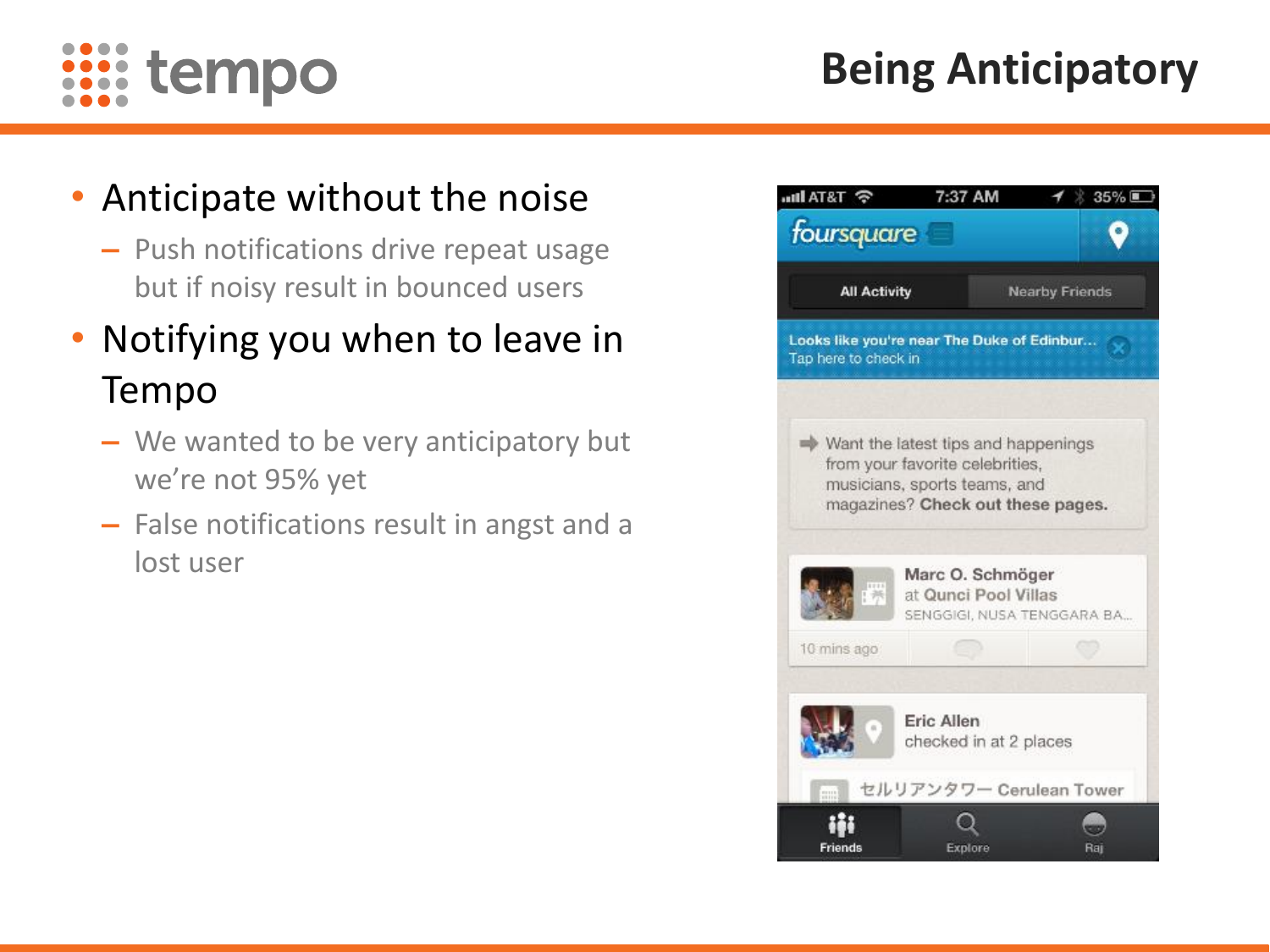# Being Anticipatory

- Anticipate without the noise
  - Push notifications drive repeat usage but if noisy result in bounced users
- Notifying you when to leave in Tempo
  - We wanted to be very anticipatory but we're not 95% yet
  - False notifications result in angst and a lost user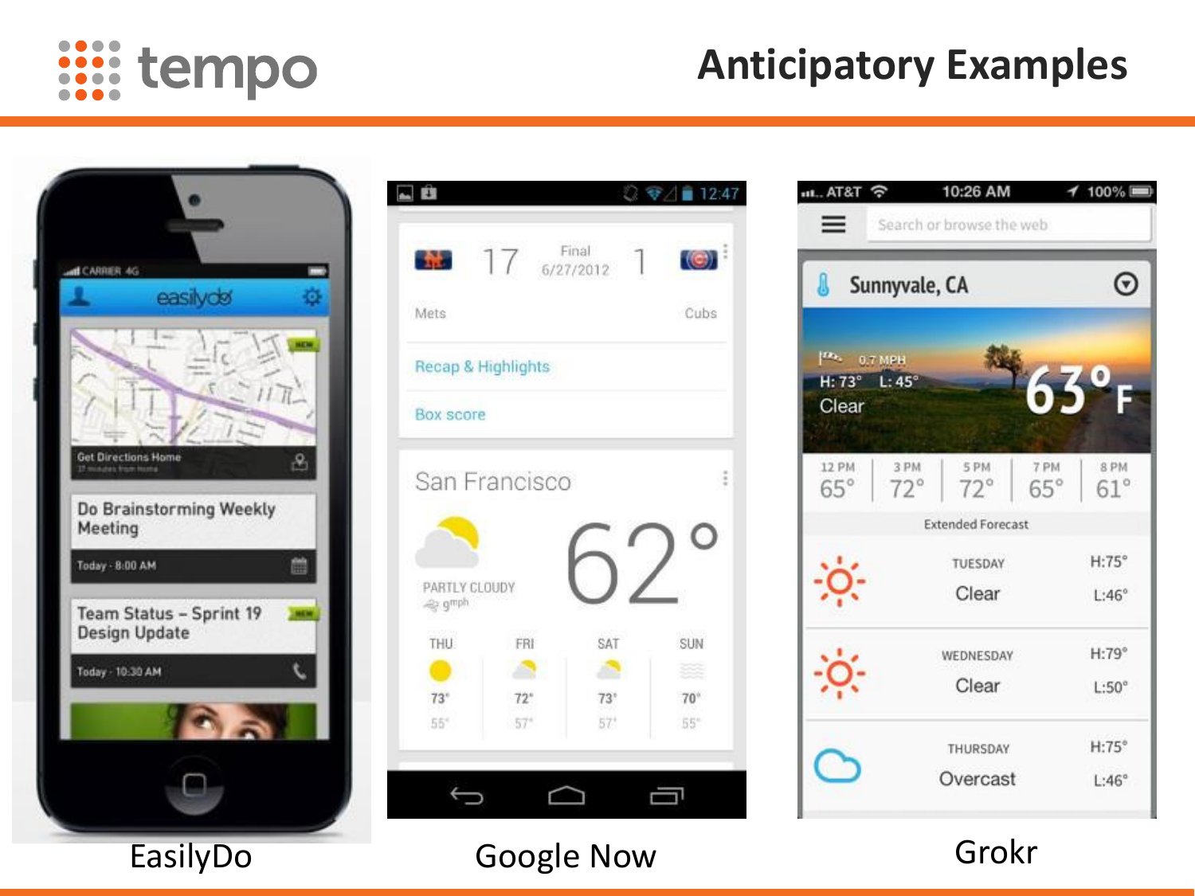# Anticipatory Examples

EasilyDo

Google Now

Grokr